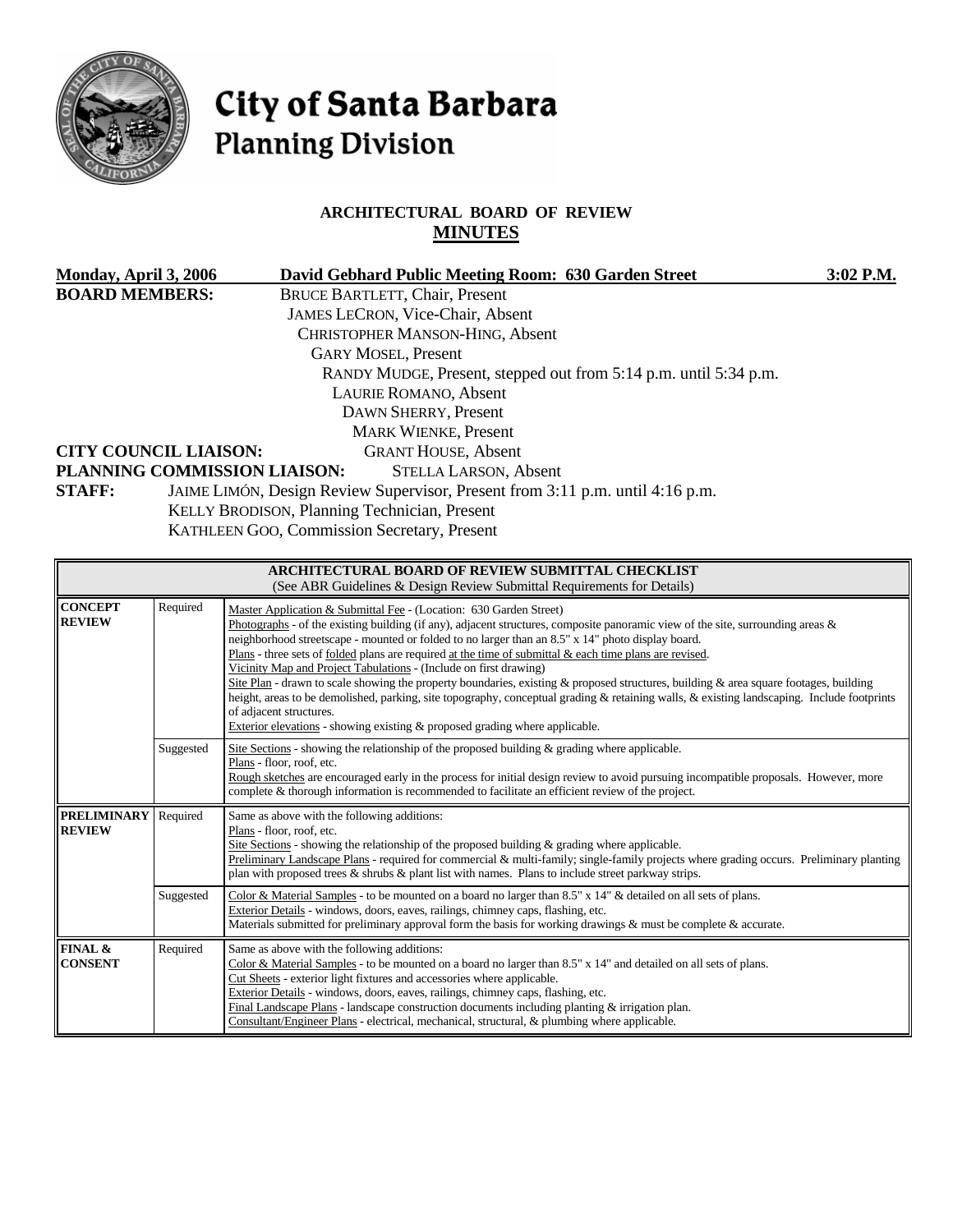# City of Santa Barbara
## Planning Division

### ARCHITECTURAL BOARD OF REVIEW
### MINUTES

**Monday, April 3, 2006** **David Gebhard Public Meeting Room: 630 Garden Street** **3:02 P.M.**

**BOARD MEMBERS:**
BRUCE BARTLETT, Chair, Present
JAMES LECRON, Vice-Chair, Absent
CHRISTOPHER MANSON-HING, Absent
GARY MOSEL, Present
RANDY MUDGE, Present, stepped out from 5:14 p.m. until 5:34 p.m.
LAURIE ROMANO, Absent
DAWN SHERRY, Present
MARK WIENKE, Present

**CITY COUNCIL LIAISON:** GRANT HOUSE, Absent

**PLANNING COMMISSION LIAISON:** STELLA LARSON, Absent

**STAFF:**
JAIME LIMÓN, Design Review Supervisor, Present from 3:11 p.m. until 4:16 p.m.
KELLY BRODISON, Planning Technician, Present
KATHLEEN GOO, Commission Secretary, Present

| ARCHITECTURAL BOARD OF REVIEW SUBMITTAL CHECKLIST (See ABR Guidelines & Design Review Submittal Requirements for Details) | | |
|---|---|---|
| **CONCEPT REVIEW** | Required | Master Application & Submittal Fee - (Location: 630 Garden Street)<br>Photographs - of the existing building (if any), adjacent structures, composite panoramic view of the site, surrounding areas & neighborhood streetscape - mounted or folded to no larger than an 8.5" x 14" photo display board.<br>Plans - three sets of folded plans are required at the time of submittal & each time plans are revised.<br>Vicinity Map and Project Tabulations - (Include on first drawing)<br>Site Plan - drawn to scale showing the property boundaries, existing & proposed structures, building & area square footages, building height, areas to be demolished, parking, site topography, conceptual grading & retaining walls, & existing landscaping. Include footprints of adjacent structures.<br>Exterior elevations - showing existing & proposed grading where applicable. |
| | Suggested | Site Sections - showing the relationship of the proposed building & grading where applicable.<br>Plans - floor, roof, etc.<br>Rough sketches are encouraged early in the process for initial design review to avoid pursuing incompatible proposals. However, more complete & thorough information is recommended to facilitate an efficient review of the project. |
| **PRELIMINARY REVIEW** | Required | Same as above with the following additions:<br>Plans - floor, roof, etc.<br>Site Sections - showing the relationship of the proposed building & grading where applicable.<br>Preliminary Landscape Plans - required for commercial & multi-family; single-family projects where grading occurs. Preliminary planting plan with proposed trees & shrubs & plant list with names. Plans to include street parkway strips. |
| | Suggested | Color & Material Samples - to be mounted on a board no larger than 8.5" x 14" & detailed on all sets of plans.<br>Exterior Details - windows, doors, eaves, railings, chimney caps, flashing, etc.<br>Materials submitted for preliminary approval form the basis for working drawings & must be complete & accurate. |
| **FINAL & CONSENT** | Required | Same as above with the following additions:<br>Color & Material Samples - to be mounted on a board no larger than 8.5" x 14" and detailed on all sets of plans.<br>Cut Sheets - exterior light fixtures and accessories where applicable.<br>Exterior Details - windows, doors, eaves, railings, chimney caps, flashing, etc.<br>Final Landscape Plans - landscape construction documents including planting & irrigation plan.<br>Consultant/Engineer Plans - electrical, mechanical, structural, & plumbing where applicable. |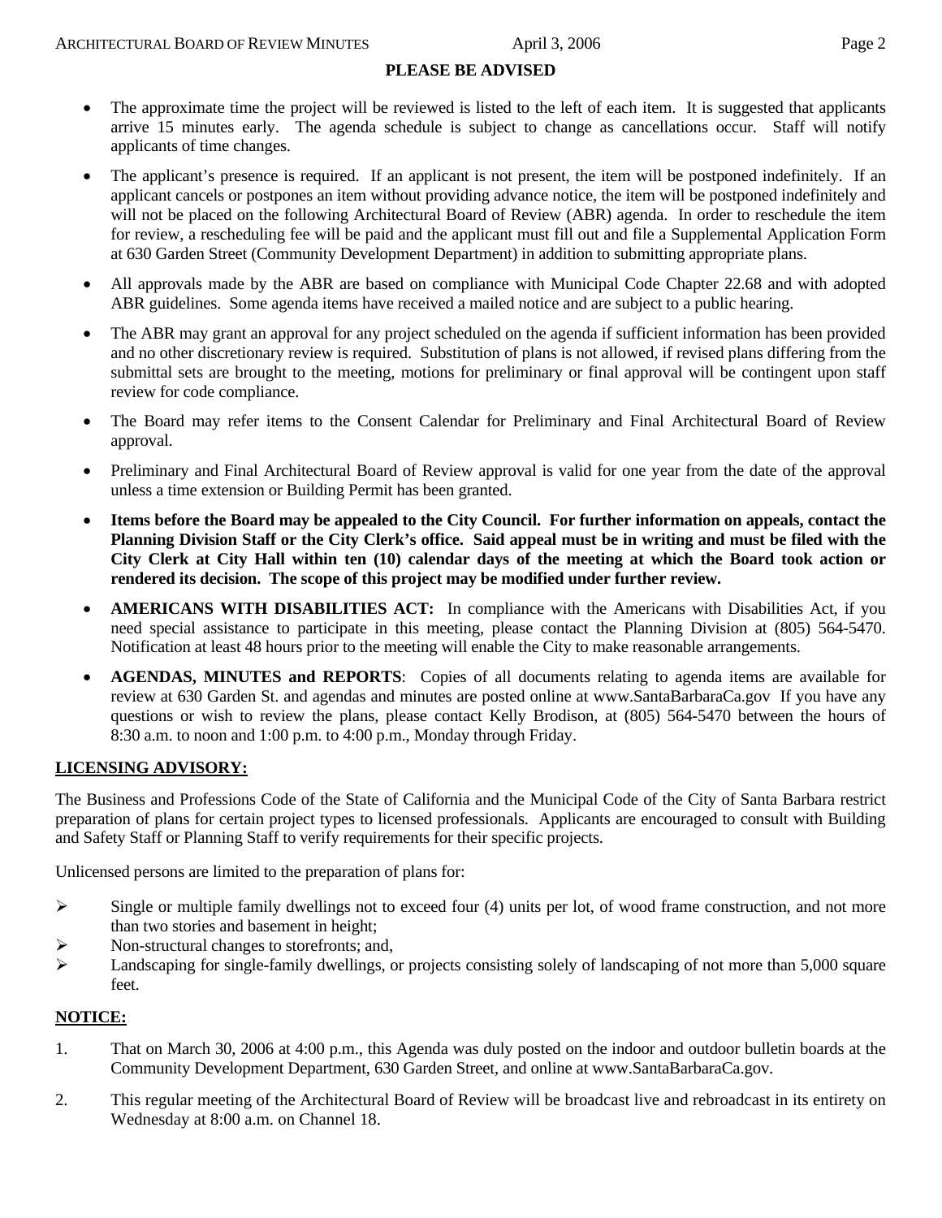**PLEASE BE ADVISED**

- The approximate time the project will be reviewed is listed to the left of each item. It is suggested that applicants arrive 15 minutes early. The agenda schedule is subject to change as cancellations occur. Staff will notify applicants of time changes.
- The applicant's presence is required. If an applicant is not present, the item will be postponed indefinitely. If an applicant cancels or postpones an item without providing advance notice, the item will be postponed indefinitely and will not be placed on the following Architectural Board of Review (ABR) agenda. In order to reschedule the item for review, a rescheduling fee will be paid and the applicant must fill out and file a Supplemental Application Form at 630 Garden Street (Community Development Department) in addition to submitting appropriate plans.
- All approvals made by the ABR are based on compliance with Municipal Code Chapter 22.68 and with adopted ABR guidelines. Some agenda items have received a mailed notice and are subject to a public hearing.
- The ABR may grant an approval for any project scheduled on the agenda if sufficient information has been provided and no other discretionary review is required. Substitution of plans is not allowed, if revised plans differing from the submittal sets are brought to the meeting, motions for preliminary or final approval will be contingent upon staff review for code compliance.
- The Board may refer items to the Consent Calendar for Preliminary and Final Architectural Board of Review approval.
- Preliminary and Final Architectural Board of Review approval is valid for one year from the date of the approval unless a time extension or Building Permit has been granted.
- **Items before the Board may be appealed to the City Council. For further information on appeals, contact the Planning Division Staff or the City Clerk's office. Said appeal must be in writing and must be filed with the City Clerk at City Hall within ten (10) calendar days of the meeting at which the Board took action or rendered its decision. The scope of this project may be modified under further review.**
- **AMERICANS WITH DISABILITIES ACT:** In compliance with the Americans with Disabilities Act, if you need special assistance to participate in this meeting, please contact the Planning Division at (805) 564-5470. Notification at least 48 hours prior to the meeting will enable the City to make reasonable arrangements.
- **AGENDAS, MINUTES and REPORTS**: Copies of all documents relating to agenda items are available for review at 630 Garden St. and agendas and minutes are posted online at www.SantaBarbaraCa.gov If you have any questions or wish to review the plans, please contact Kelly Brodison, at (805) 564-5470 between the hours of 8:30 a.m. to noon and 1:00 p.m. to 4:00 p.m., Monday through Friday.

**LICENSING ADVISORY:**

The Business and Professions Code of the State of California and the Municipal Code of the City of Santa Barbara restrict preparation of plans for certain project types to licensed professionals. Applicants are encouraged to consult with Building and Safety Staff or Planning Staff to verify requirements for their specific projects.

Unlicensed persons are limited to the preparation of plans for:

- Single or multiple family dwellings not to exceed four (4) units per lot, of wood frame construction, and not more than two stories and basement in height;
- Non-structural changes to storefronts; and,
- Landscaping for single-family dwellings, or projects consisting solely of landscaping of not more than 5,000 square feet.

**NOTICE:**

1. That on March 30, 2006 at 4:00 p.m., this Agenda was duly posted on the indoor and outdoor bulletin boards at the Community Development Department, 630 Garden Street, and online at www.SantaBarbaraCa.gov.
2. This regular meeting of the Architectural Board of Review will be broadcast live and rebroadcast in its entirety on Wednesday at 8:00 a.m. on Channel 18.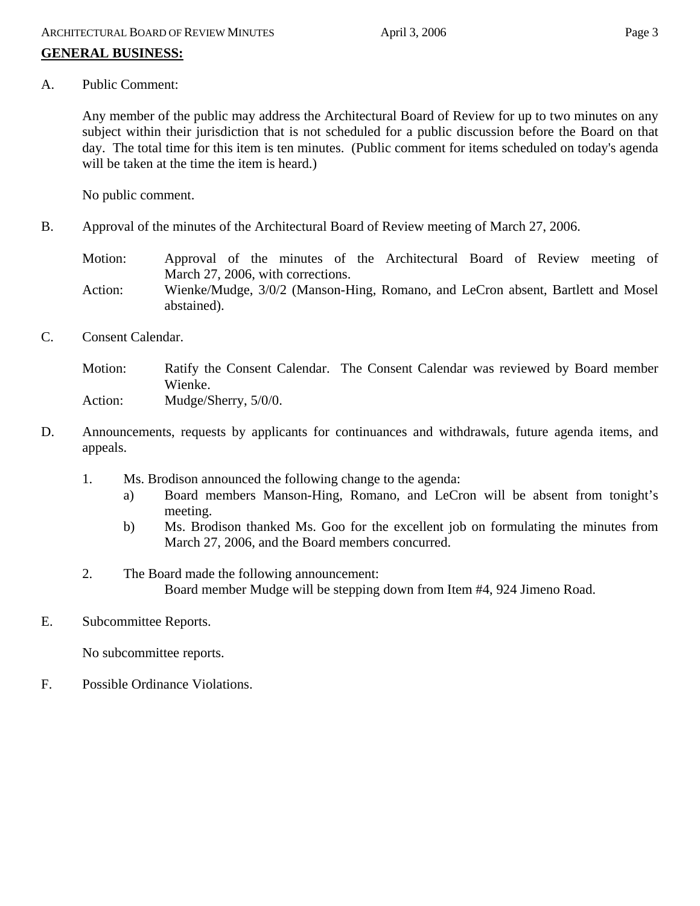## GENERAL BUSINESS:

A. Public Comment:

Any member of the public may address the Architectural Board of Review for up to two minutes on any subject within their jurisdiction that is not scheduled for a public discussion before the Board on that day. The total time for this item is ten minutes. (Public comment for items scheduled on today's agenda will be taken at the time the item is heard.)

No public comment.

B. Approval of the minutes of the Architectural Board of Review meeting of March 27, 2006.

Motion: Approval of the minutes of the Architectural Board of Review meeting of March 27, 2006, with corrections.
Action: Wienke/Mudge, 3/0/2 (Manson-Hing, Romano, and LeCron absent, Bartlett and Mosel abstained).

C. Consent Calendar.

Motion: Ratify the Consent Calendar. The Consent Calendar was reviewed by Board member Wienke.
Action: Mudge/Sherry, 5/0/0.

D. Announcements, requests by applicants for continuances and withdrawals, future agenda items, and appeals.

1. Ms. Brodison announced the following change to the agenda:
   a) Board members Manson-Hing, Romano, and LeCron will be absent from tonight's meeting.
   b) Ms. Brodison thanked Ms. Goo for the excellent job on formulating the minutes from March 27, 2006, and the Board members concurred.

2. The Board made the following announcement:
   Board member Mudge will be stepping down from Item #4, 924 Jimeno Road.

E. Subcommittee Reports.

No subcommittee reports.

F. Possible Ordinance Violations.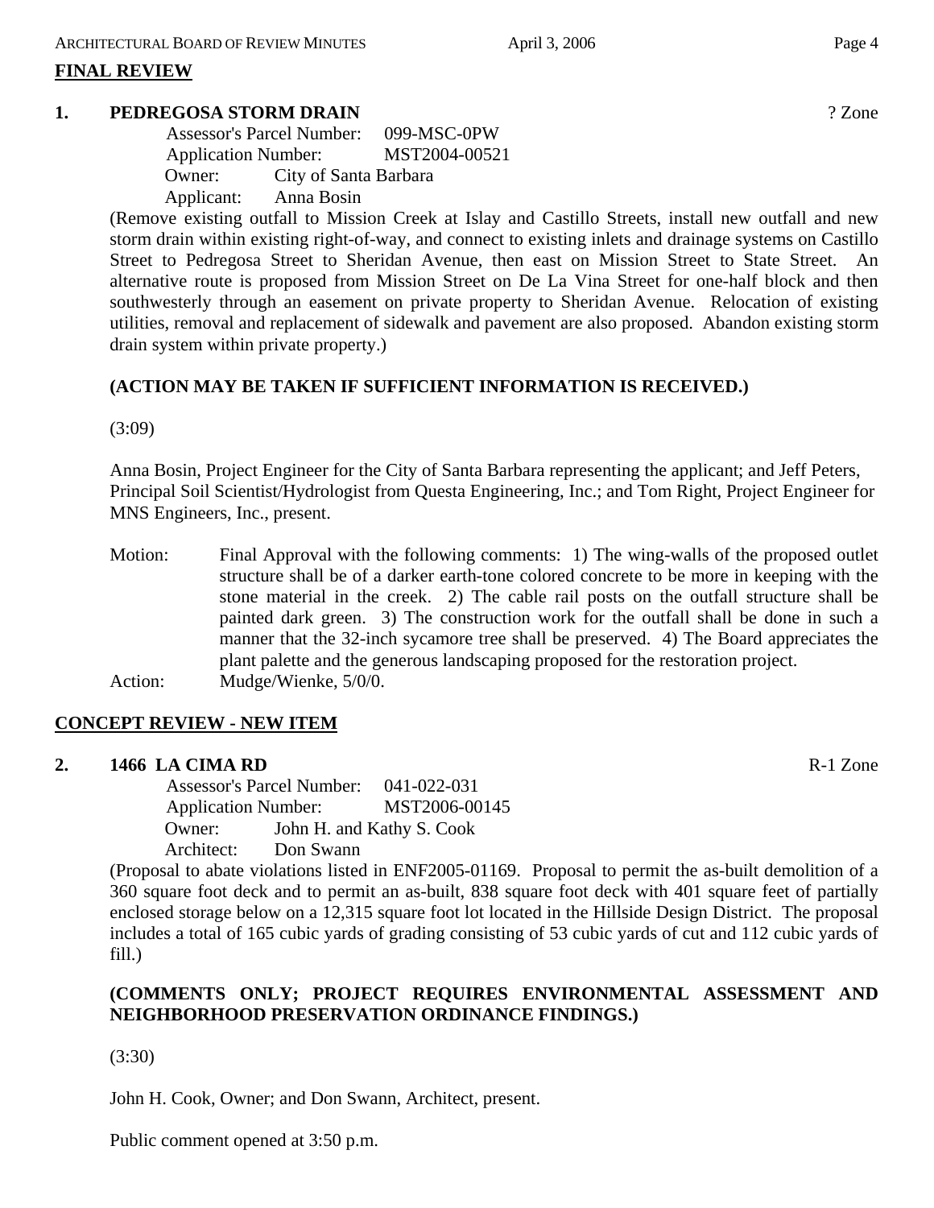## FINAL REVIEW

### 1. PEDREGOSA STORM DRAIN ? Zone

Assessor's Parcel Number: 099-MSC-0PW
Application Number: MST2004-00521
Owner: City of Santa Barbara
Applicant: Anna Bosin

(Remove existing outfall to Mission Creek at Islay and Castillo Streets, install new outfall and new storm drain within existing right-of-way, and connect to existing inlets and drainage systems on Castillo Street to Pedregosa Street to Sheridan Avenue, then east on Mission Street to State Street. An alternative route is proposed from Mission Street on De La Vina Street for one-half block and then southwesterly through an easement on private property to Sheridan Avenue. Relocation of existing utilities, removal and replacement of sidewalk and pavement are also proposed. Abandon existing storm drain system within private property.)

**(ACTION MAY BE TAKEN IF SUFFICIENT INFORMATION IS RECEIVED.)**

(3:09)

Anna Bosin, Project Engineer for the City of Santa Barbara representing the applicant; and Jeff Peters, Principal Soil Scientist/Hydrologist from Questa Engineering, Inc.; and Tom Right, Project Engineer for MNS Engineers, Inc., present.

Motion: Final Approval with the following comments: 1) The wing-walls of the proposed outlet structure shall be of a darker earth-tone colored concrete to be more in keeping with the stone material in the creek. 2) The cable rail posts on the outfall structure shall be painted dark green. 3) The construction work for the outfall shall be done in such a manner that the 32-inch sycamore tree shall be preserved. 4) The Board appreciates the plant palette and the generous landscaping proposed for the restoration project.

Action: Mudge/Wienke, 5/0/0.

## CONCEPT REVIEW - NEW ITEM

### 2. 1466 LA CIMA RD R-1 Zone

Assessor's Parcel Number: 041-022-031
Application Number: MST2006-00145
Owner: John H. and Kathy S. Cook
Architect: Don Swann

(Proposal to abate violations listed in ENF2005-01169. Proposal to permit the as-built demolition of a 360 square foot deck and to permit an as-built, 838 square foot deck with 401 square feet of partially enclosed storage below on a 12,315 square foot lot located in the Hillside Design District. The proposal includes a total of 165 cubic yards of grading consisting of 53 cubic yards of cut and 112 cubic yards of fill.)

**(COMMENTS ONLY; PROJECT REQUIRES ENVIRONMENTAL ASSESSMENT AND NEIGHBORHOOD PRESERVATION ORDINANCE FINDINGS.)**

(3:30)

John H. Cook, Owner; and Don Swann, Architect, present.

Public comment opened at 3:50 p.m.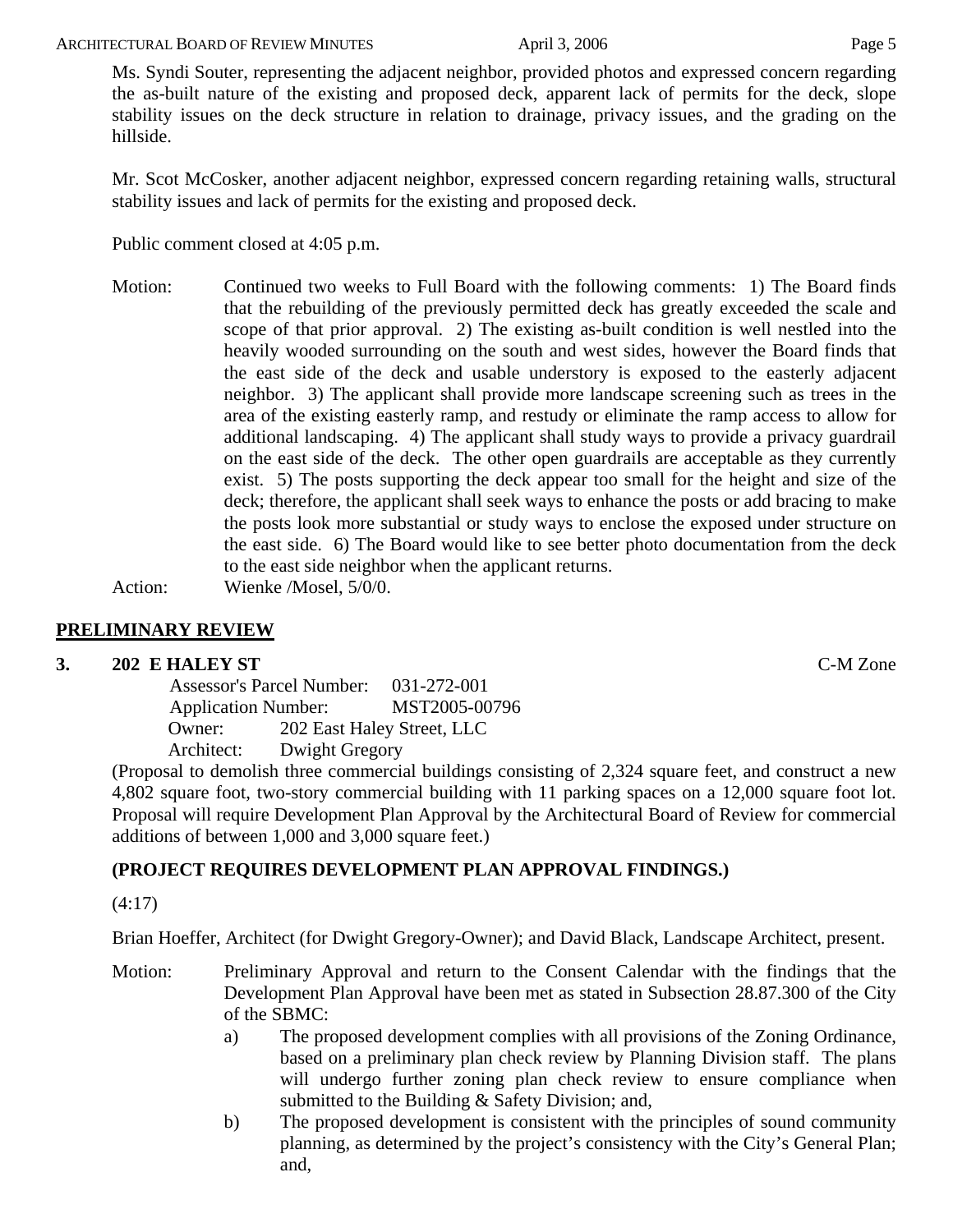Ms. Syndi Souter, representing the adjacent neighbor, provided photos and expressed concern regarding the as-built nature of the existing and proposed deck, apparent lack of permits for the deck, slope stability issues on the deck structure in relation to drainage, privacy issues, and the grading on the hillside.

Mr. Scot McCosker, another adjacent neighbor, expressed concern regarding retaining walls, structural stability issues and lack of permits for the existing and proposed deck.

Public comment closed at 4:05 p.m.

Motion: Continued two weeks to Full Board with the following comments: 1) The Board finds that the rebuilding of the previously permitted deck has greatly exceeded the scale and scope of that prior approval. 2) The existing as-built condition is well nestled into the heavily wooded surrounding on the south and west sides, however the Board finds that the east side of the deck and usable understory is exposed to the easterly adjacent neighbor. 3) The applicant shall provide more landscape screening such as trees in the area of the existing easterly ramp, and restudy or eliminate the ramp access to allow for additional landscaping. 4) The applicant shall study ways to provide a privacy guardrail on the east side of the deck. The other open guardrails are acceptable as they currently exist. 5) The posts supporting the deck appear too small for the height and size of the deck; therefore, the applicant shall seek ways to enhance the posts or add bracing to make the posts look more substantial or study ways to enclose the exposed under structure on the east side. 6) The Board would like to see better photo documentation from the deck to the east side neighbor when the applicant returns.

Action: Wienke /Mosel, 5/0/0.

## **PRELIMINARY REVIEW**

### **3. 202 E HALEY ST** C-M Zone

Assessor's Parcel Number: 031-272-001
Application Number: MST2005-00796
Owner: 202 East Haley Street, LLC
Architect: Dwight Gregory

(Proposal to demolish three commercial buildings consisting of 2,324 square feet, and construct a new 4,802 square foot, two-story commercial building with 11 parking spaces on a 12,000 square foot lot. Proposal will require Development Plan Approval by the Architectural Board of Review for commercial additions of between 1,000 and 3,000 square feet.)

**(PROJECT REQUIRES DEVELOPMENT PLAN APPROVAL FINDINGS.)**

(4:17)

Brian Hoeffer, Architect (for Dwight Gregory-Owner); and David Black, Landscape Architect, present.

Motion: Preliminary Approval and return to the Consent Calendar with the findings that the Development Plan Approval have been met as stated in Subsection 28.87.300 of the City of the SBMC:

a) The proposed development complies with all provisions of the Zoning Ordinance, based on a preliminary plan check review by Planning Division staff. The plans will undergo further zoning plan check review to ensure compliance when submitted to the Building & Safety Division; and,

b) The proposed development is consistent with the principles of sound community planning, as determined by the project's consistency with the City's General Plan; and,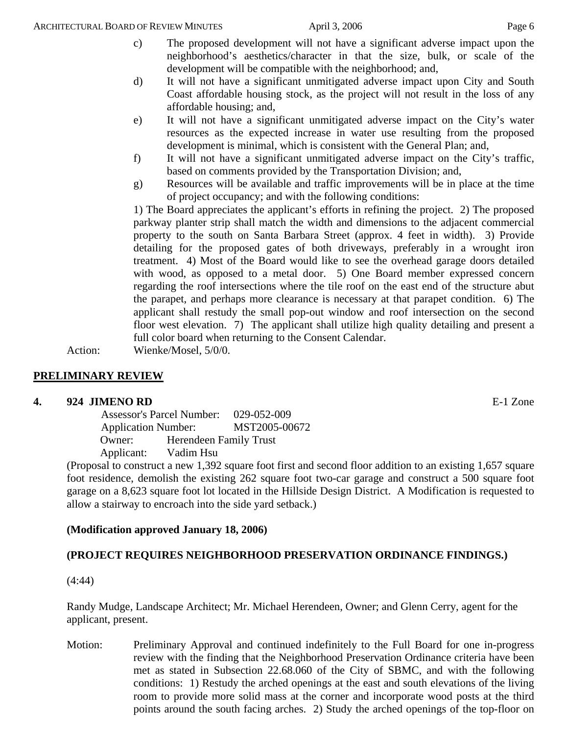c) The proposed development will not have a significant adverse impact upon the neighborhood's aesthetics/character in that the size, bulk, or scale of the development will be compatible with the neighborhood; and,

d) It will not have a significant unmitigated adverse impact upon City and South Coast affordable housing stock, as the project will not result in the loss of any affordable housing; and,

e) It will not have a significant unmitigated adverse impact on the City's water resources as the expected increase in water use resulting from the proposed development is minimal, which is consistent with the General Plan; and,

f) It will not have a significant unmitigated adverse impact on the City's traffic, based on comments provided by the Transportation Division; and,

g) Resources will be available and traffic improvements will be in place at the time of project occupancy; and with the following conditions:

1) The Board appreciates the applicant's efforts in refining the project. 2) The proposed parkway planter strip shall match the width and dimensions to the adjacent commercial property to the south on Santa Barbara Street (approx. 4 feet in width). 3) Provide detailing for the proposed gates of both driveways, preferably in a wrought iron treatment. 4) Most of the Board would like to see the overhead garage doors detailed with wood, as opposed to a metal door. 5) One Board member expressed concern regarding the roof intersections where the tile roof on the east end of the structure abut the parapet, and perhaps more clearance is necessary at that parapet condition. 6) The applicant shall restudy the small pop-out window and roof intersection on the second floor west elevation. 7) The applicant shall utilize high quality detailing and present a full color board when returning to the Consent Calendar.

Action: Wienke/Mosel, 5/0/0.

## PRELIMINARY REVIEW

**4. 924 JIMENO RD** E-1 Zone

Assessor's Parcel Number: 029-052-009
Application Number: MST2005-00672
Owner: Herendeen Family Trust
Applicant: Vadim Hsu

(Proposal to construct a new 1,392 square foot first and second floor addition to an existing 1,657 square foot residence, demolish the existing 262 square foot two-car garage and construct a 500 square foot garage on a 8,623 square foot lot located in the Hillside Design District. A Modification is requested to allow a stairway to encroach into the side yard setback.)

**(Modification approved January 18, 2006)**

**(PROJECT REQUIRES NEIGHBORHOOD PRESERVATION ORDINANCE FINDINGS.)**

(4:44)

Randy Mudge, Landscape Architect; Mr. Michael Herendeen, Owner; and Glenn Cerry, agent for the applicant, present.

Motion: Preliminary Approval and continued indefinitely to the Full Board for one in-progress review with the finding that the Neighborhood Preservation Ordinance criteria have been met as stated in Subsection 22.68.060 of the City of SBMC, and with the following conditions: 1) Restudy the arched openings at the east and south elevations of the living room to provide more solid mass at the corner and incorporate wood posts at the third points around the south facing arches. 2) Study the arched openings of the top-floor on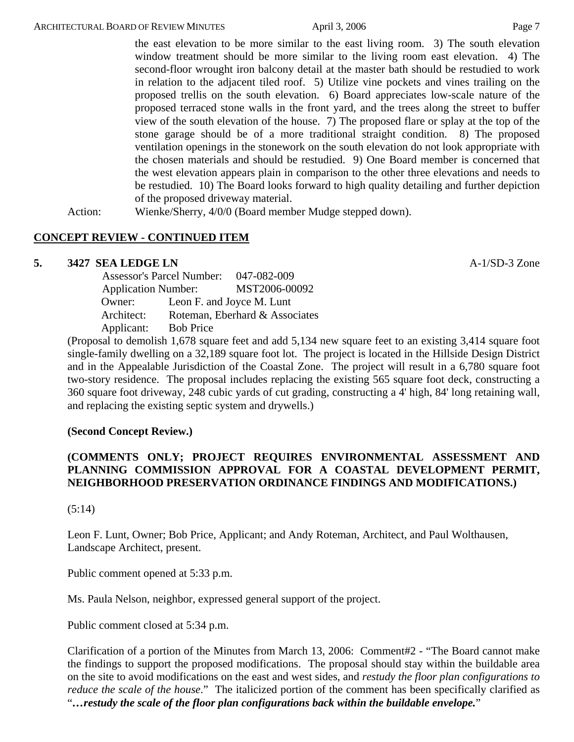the east elevation to be more similar to the east living room. 3) The south elevation window treatment should be more similar to the living room east elevation. 4) The second-floor wrought iron balcony detail at the master bath should be restudied to work in relation to the adjacent tiled roof. 5) Utilize vine pockets and vines trailing on the proposed trellis on the south elevation. 6) Board appreciates low-scale nature of the proposed terraced stone walls in the front yard, and the trees along the street to buffer view of the south elevation of the house. 7) The proposed flare or splay at the top of the stone garage should be of a more traditional straight condition. 8) The proposed ventilation openings in the stonework on the south elevation do not look appropriate with the chosen materials and should be restudied. 9) One Board member is concerned that the west elevation appears plain in comparison to the other three elevations and needs to be restudied. 10) The Board looks forward to high quality detailing and further depiction of the proposed driveway material.

Action: Wienke/Sherry, 4/0/0 (Board member Mudge stepped down).

## CONCEPT REVIEW - CONTINUED ITEM

**5. 3427 SEA LEDGE LN** A-1/SD-3 Zone

Assessor's Parcel Number: 047-082-009
Application Number: MST2006-00092
Owner: Leon F. and Joyce M. Lunt
Architect: Roteman, Eberhard & Associates
Applicant: Bob Price

(Proposal to demolish 1,678 square feet and add 5,134 new square feet to an existing 3,414 square foot single-family dwelling on a 32,189 square foot lot. The project is located in the Hillside Design District and in the Appealable Jurisdiction of the Coastal Zone. The project will result in a 6,780 square foot two-story residence. The proposal includes replacing the existing 565 square foot deck, constructing a 360 square foot driveway, 248 cubic yards of cut grading, constructing a 4' high, 84' long retaining wall, and replacing the existing septic system and drywells.)

**(Second Concept Review.)**

**(COMMENTS ONLY; PROJECT REQUIRES ENVIRONMENTAL ASSESSMENT AND PLANNING COMMISSION APPROVAL FOR A COASTAL DEVELOPMENT PERMIT, NEIGHBORHOOD PRESERVATION ORDINANCE FINDINGS AND MODIFICATIONS.)**

(5:14)

Leon F. Lunt, Owner; Bob Price, Applicant; and Andy Roteman, Architect, and Paul Wolthausen, Landscape Architect, present.

Public comment opened at 5:33 p.m.

Ms. Paula Nelson, neighbor, expressed general support of the project.

Public comment closed at 5:34 p.m.

Clarification of a portion of the Minutes from March 13, 2006: Comment#2 - "The Board cannot make the findings to support the proposed modifications. The proposal should stay within the buildable area on the site to avoid modifications on the east and west sides, and *restudy the floor plan configurations to reduce the scale of the house*." The italicized portion of the comment has been specifically clarified as "***…restudy the scale of the floor plan configurations back within the buildable envelope.***"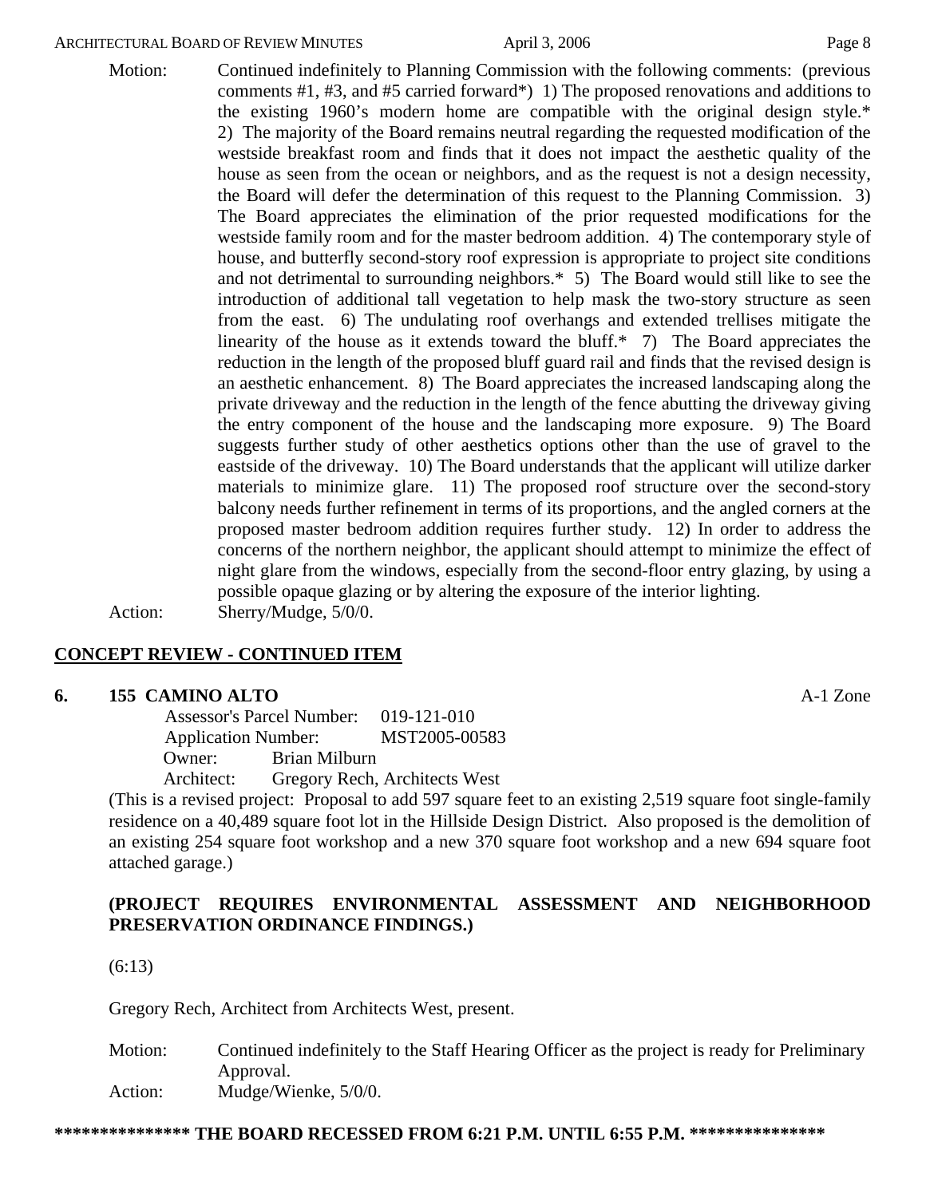Motion: Continued indefinitely to Planning Commission with the following comments: (previous comments #1, #3, and #5 carried forward*) 1) The proposed renovations and additions to the existing 1960's modern home are compatible with the original design style.* 2) The majority of the Board remains neutral regarding the requested modification of the westside breakfast room and finds that it does not impact the aesthetic quality of the house as seen from the ocean or neighbors, and as the request is not a design necessity, the Board will defer the determination of this request to the Planning Commission. 3) The Board appreciates the elimination of the prior requested modifications for the westside family room and for the master bedroom addition. 4) The contemporary style of house, and butterfly second-story roof expression is appropriate to project site conditions and not detrimental to surrounding neighbors.* 5) The Board would still like to see the introduction of additional tall vegetation to help mask the two-story structure as seen from the east. 6) The undulating roof overhangs and extended trellises mitigate the linearity of the house as it extends toward the bluff.* 7) The Board appreciates the reduction in the length of the proposed bluff guard rail and finds that the revised design is an aesthetic enhancement. 8) The Board appreciates the increased landscaping along the private driveway and the reduction in the length of the fence abutting the driveway giving the entry component of the house and the landscaping more exposure. 9) The Board suggests further study of other aesthetics options other than the use of gravel to the eastside of the driveway. 10) The Board understands that the applicant will utilize darker materials to minimize glare. 11) The proposed roof structure over the second-story balcony needs further refinement in terms of its proportions, and the angled corners at the proposed master bedroom addition requires further study. 12) In order to address the concerns of the northern neighbor, the applicant should attempt to minimize the effect of night glare from the windows, especially from the second-floor entry glazing, by using a possible opaque glazing or by altering the exposure of the interior lighting.

Action: Sherry/Mudge, 5/0/0.

## CONCEPT REVIEW - CONTINUED ITEM

### 6. 155 CAMINO ALTO — A-1 Zone

Assessor's Parcel Number: 019-121-010
Application Number: MST2005-00583
Owner: Brian Milburn
Architect: Gregory Rech, Architects West

(This is a revised project: Proposal to add 597 square feet to an existing 2,519 square foot single-family residence on a 40,489 square foot lot in the Hillside Design District. Also proposed is the demolition of an existing 254 square foot workshop and a new 370 square foot workshop and a new 694 square foot attached garage.)

**(PROJECT REQUIRES ENVIRONMENTAL ASSESSMENT AND NEIGHBORHOOD PRESERVATION ORDINANCE FINDINGS.)**

(6:13)

Gregory Rech, Architect from Architects West, present.

Motion: Continued indefinitely to the Staff Hearing Officer as the project is ready for Preliminary Approval.

Action: Mudge/Wienke, 5/0/0.

**************** THE BOARD RECESSED FROM 6:21 P.M. UNTIL 6:55 P.M. ****************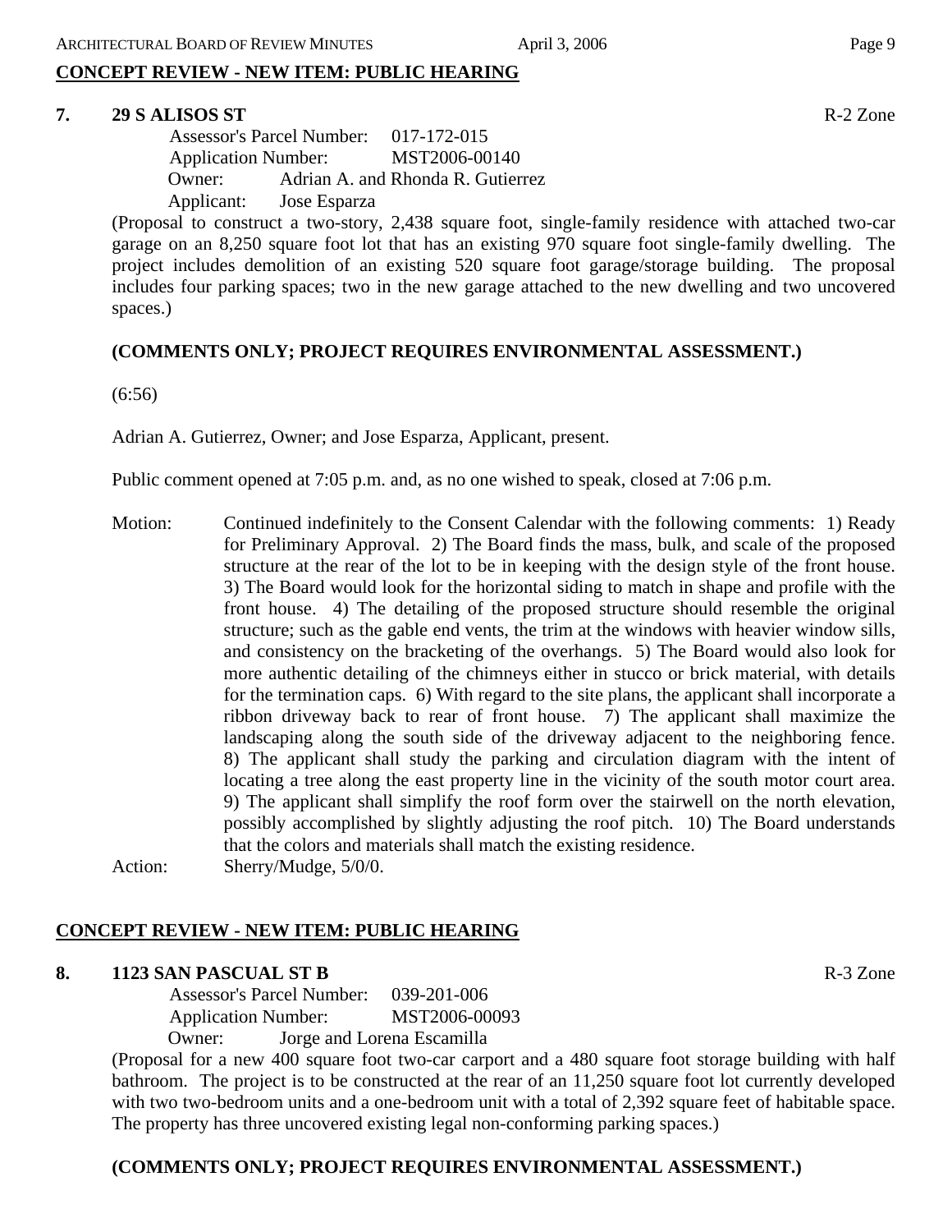## CONCEPT REVIEW - NEW ITEM: PUBLIC HEARING

**7. 29 S ALISOS ST** R-2 Zone

Assessor's Parcel Number: 017-172-015
Application Number: MST2006-00140
Owner: Adrian A. and Rhonda R. Gutierrez
Applicant: Jose Esparza

(Proposal to construct a two-story, 2,438 square foot, single-family residence with attached two-car garage on an 8,250 square foot lot that has an existing 970 square foot single-family dwelling. The project includes demolition of an existing 520 square foot garage/storage building. The proposal includes four parking spaces; two in the new garage attached to the new dwelling and two uncovered spaces.)

**(COMMENTS ONLY; PROJECT REQUIRES ENVIRONMENTAL ASSESSMENT.)**

(6:56)

Adrian A. Gutierrez, Owner; and Jose Esparza, Applicant, present.

Public comment opened at 7:05 p.m. and, as no one wished to speak, closed at 7:06 p.m.

Motion: Continued indefinitely to the Consent Calendar with the following comments: 1) Ready for Preliminary Approval. 2) The Board finds the mass, bulk, and scale of the proposed structure at the rear of the lot to be in keeping with the design style of the front house. 3) The Board would look for the horizontal siding to match in shape and profile with the front house. 4) The detailing of the proposed structure should resemble the original structure; such as the gable end vents, the trim at the windows with heavier window sills, and consistency on the bracketing of the overhangs. 5) The Board would also look for more authentic detailing of the chimneys either in stucco or brick material, with details for the termination caps. 6) With regard to the site plans, the applicant shall incorporate a ribbon driveway back to rear of front house. 7) The applicant shall maximize the landscaping along the south side of the driveway adjacent to the neighboring fence. 8) The applicant shall study the parking and circulation diagram with the intent of locating a tree along the east property line in the vicinity of the south motor court area. 9) The applicant shall simplify the roof form over the stairwell on the north elevation, possibly accomplished by slightly adjusting the roof pitch. 10) The Board understands that the colors and materials shall match the existing residence.

Action: Sherry/Mudge, 5/0/0.

## CONCEPT REVIEW - NEW ITEM: PUBLIC HEARING

**8. 1123 SAN PASCUAL ST B** R-3 Zone

Assessor's Parcel Number: 039-201-006
Application Number: MST2006-00093
Owner: Jorge and Lorena Escamilla

(Proposal for a new 400 square foot two-car carport and a 480 square foot storage building with half bathroom. The project is to be constructed at the rear of an 11,250 square foot lot currently developed with two two-bedroom units and a one-bedroom unit with a total of 2,392 square feet of habitable space. The property has three uncovered existing legal non-conforming parking spaces.)

**(COMMENTS ONLY; PROJECT REQUIRES ENVIRONMENTAL ASSESSMENT.)**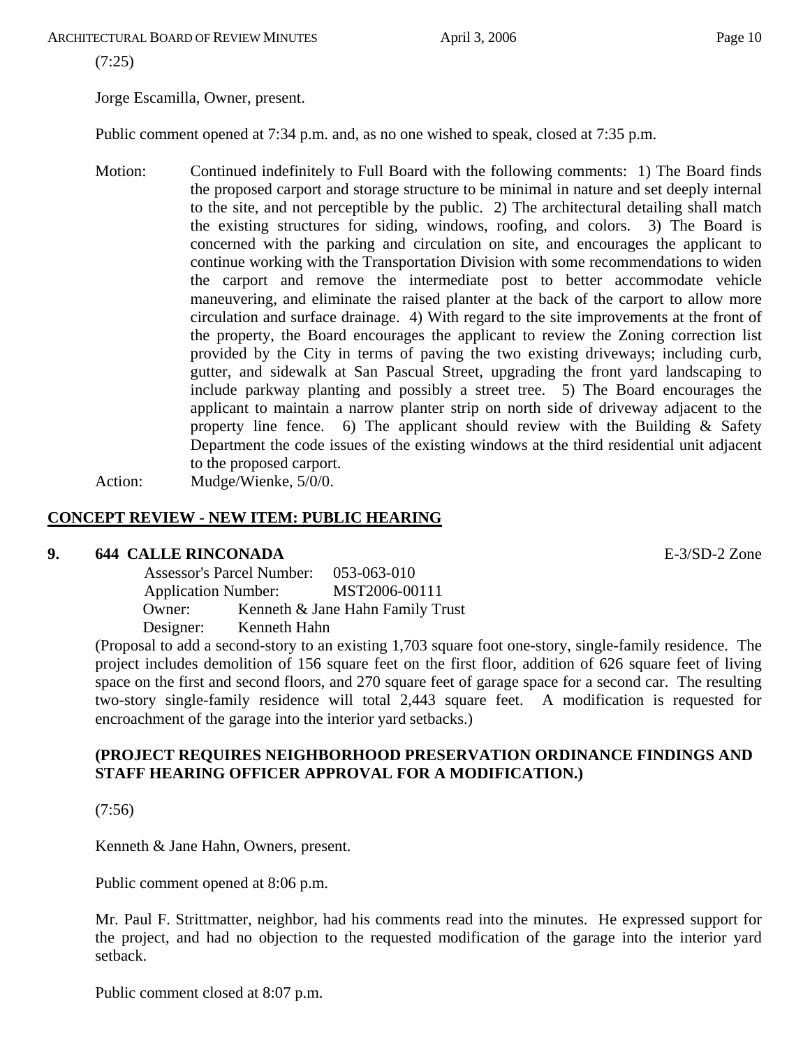(7:25)

Jorge Escamilla, Owner, present.

Public comment opened at 7:34 p.m. and, as no one wished to speak, closed at 7:35 p.m.

Motion: Continued indefinitely to Full Board with the following comments: 1) The Board finds the proposed carport and storage structure to be minimal in nature and set deeply internal to the site, and not perceptible by the public. 2) The architectural detailing shall match the existing structures for siding, windows, roofing, and colors. 3) The Board is concerned with the parking and circulation on site, and encourages the applicant to continue working with the Transportation Division with some recommendations to widen the carport and remove the intermediate post to better accommodate vehicle maneuvering, and eliminate the raised planter at the back of the carport to allow more circulation and surface drainage. 4) With regard to the site improvements at the front of the property, the Board encourages the applicant to review the Zoning correction list provided by the City in terms of paving the two existing driveways; including curb, gutter, and sidewalk at San Pascual Street, upgrading the front yard landscaping to include parkway planting and possibly a street tree. 5) The Board encourages the applicant to maintain a narrow planter strip on north side of driveway adjacent to the property line fence. 6) The applicant should review with the Building & Safety Department the code issues of the existing windows at the third residential unit adjacent to the proposed carport.

Action: Mudge/Wienke, 5/0/0.

## CONCEPT REVIEW - NEW ITEM: PUBLIC HEARING

**9. 644 CALLE RINCONADA** E-3/SD-2 Zone

Assessor's Parcel Number: 053-063-010
Application Number: MST2006-00111
Owner: Kenneth & Jane Hahn Family Trust
Designer: Kenneth Hahn

(Proposal to add a second-story to an existing 1,703 square foot one-story, single-family residence. The project includes demolition of 156 square feet on the first floor, addition of 626 square feet of living space on the first and second floors, and 270 square feet of garage space for a second car. The resulting two-story single-family residence will total 2,443 square feet. A modification is requested for encroachment of the garage into the interior yard setbacks.)

**(PROJECT REQUIRES NEIGHBORHOOD PRESERVATION ORDINANCE FINDINGS AND STAFF HEARING OFFICER APPROVAL FOR A MODIFICATION.)**

(7:56)

Kenneth & Jane Hahn, Owners, present.

Public comment opened at 8:06 p.m.

Mr. Paul F. Strittmatter, neighbor, had his comments read into the minutes. He expressed support for the project, and had no objection to the requested modification of the garage into the interior yard setback.

Public comment closed at 8:07 p.m.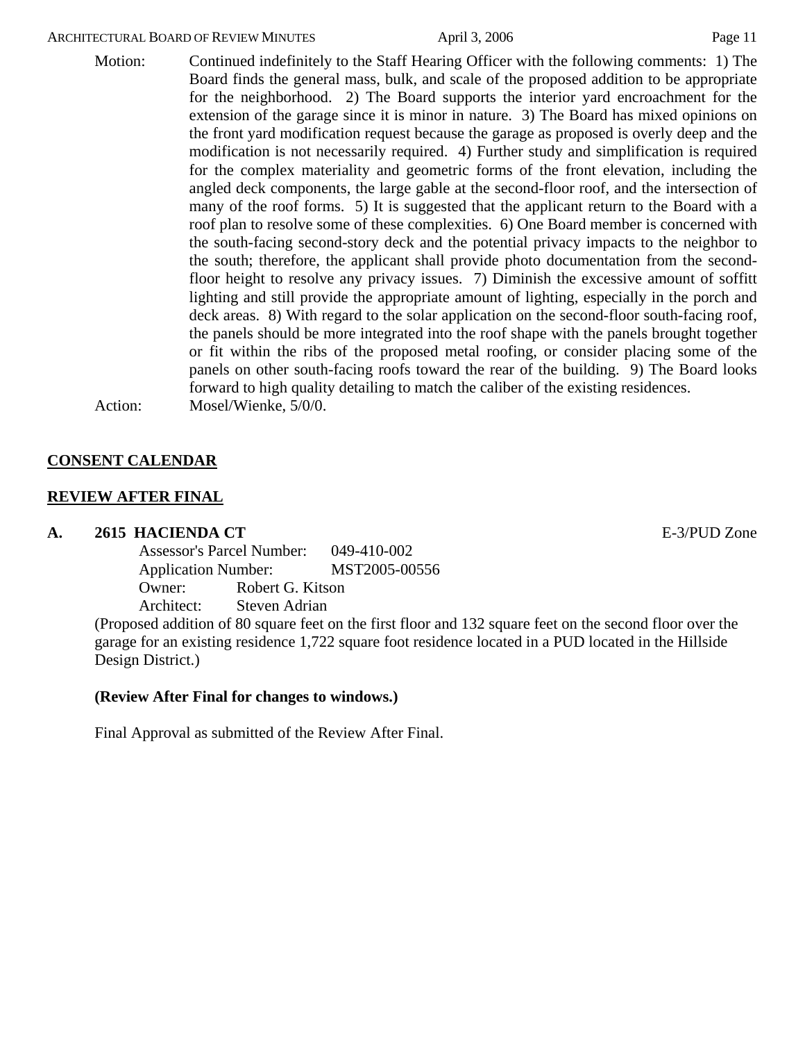Motion: Continued indefinitely to the Staff Hearing Officer with the following comments: 1) The Board finds the general mass, bulk, and scale of the proposed addition to be appropriate for the neighborhood. 2) The Board supports the interior yard encroachment for the extension of the garage since it is minor in nature. 3) The Board has mixed opinions on the front yard modification request because the garage as proposed is overly deep and the modification is not necessarily required. 4) Further study and simplification is required for the complex materiality and geometric forms of the front elevation, including the angled deck components, the large gable at the second-floor roof, and the intersection of many of the roof forms. 5) It is suggested that the applicant return to the Board with a roof plan to resolve some of these complexities. 6) One Board member is concerned with the south-facing second-story deck and the potential privacy impacts to the neighbor to the south; therefore, the applicant shall provide photo documentation from the second-floor height to resolve any privacy issues. 7) Diminish the excessive amount of soffitt lighting and still provide the appropriate amount of lighting, especially in the porch and deck areas. 8) With regard to the solar application on the second-floor south-facing roof, the panels should be more integrated into the roof shape with the panels brought together or fit within the ribs of the proposed metal roofing, or consider placing some of the panels on other south-facing roofs toward the rear of the building. 9) The Board looks forward to high quality detailing to match the caliber of the existing residences.

Action: Mosel/Wienke, 5/0/0.

## CONSENT CALENDAR

## REVIEW AFTER FINAL

**A. 2615 HACIENDA CT** E-3/PUD Zone

Assessor's Parcel Number: 049-410-002
Application Number: MST2005-00556
Owner: Robert G. Kitson
Architect: Steven Adrian

(Proposed addition of 80 square feet on the first floor and 132 square feet on the second floor over the garage for an existing residence 1,722 square foot residence located in a PUD located in the Hillside Design District.)

**(Review After Final for changes to windows.)**

Final Approval as submitted of the Review After Final.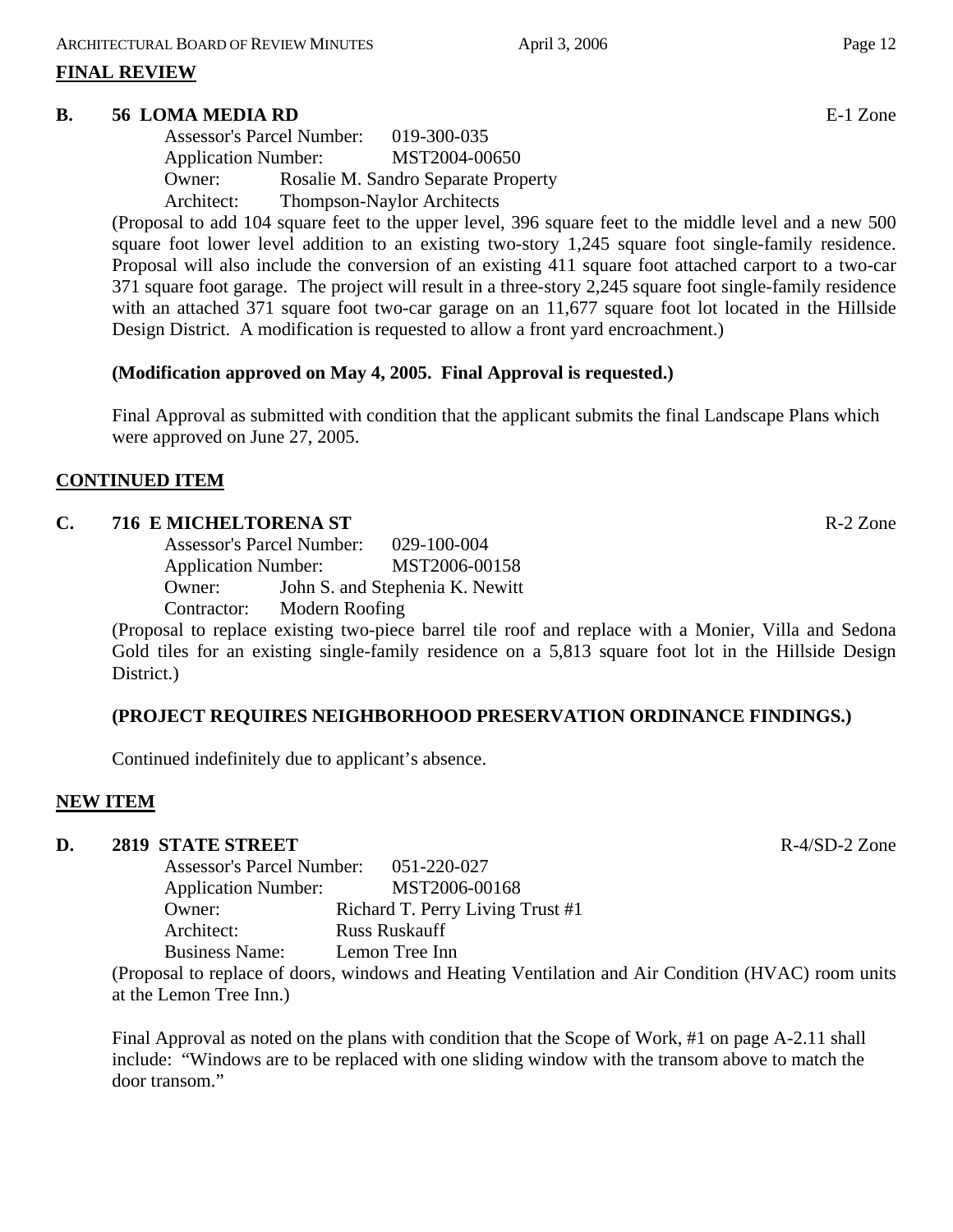## FINAL REVIEW

**B. 56 LOMA MEDIA RD** E-1 Zone

Assessor's Parcel Number: 019-300-035
Application Number: MST2004-00650
Owner: Rosalie M. Sandro Separate Property
Architect: Thompson-Naylor Architects

(Proposal to add 104 square feet to the upper level, 396 square feet to the middle level and a new 500 square foot lower level addition to an existing two-story 1,245 square foot single-family residence. Proposal will also include the conversion of an existing 411 square foot attached carport to a two-car 371 square foot garage. The project will result in a three-story 2,245 square foot single-family residence with an attached 371 square foot two-car garage on an 11,677 square foot lot located in the Hillside Design District. A modification is requested to allow a front yard encroachment.)

**(Modification approved on May 4, 2005. Final Approval is requested.)**

Final Approval as submitted with condition that the applicant submits the final Landscape Plans which were approved on June 27, 2005.

## CONTINUED ITEM

**C. 716 E MICHELTORENA ST** R-2 Zone

Assessor's Parcel Number: 029-100-004
Application Number: MST2006-00158
Owner: John S. and Stephenia K. Newitt
Contractor: Modern Roofing

(Proposal to replace existing two-piece barrel tile roof and replace with a Monier, Villa and Sedona Gold tiles for an existing single-family residence on a 5,813 square foot lot in the Hillside Design District.)

**(PROJECT REQUIRES NEIGHBORHOOD PRESERVATION ORDINANCE FINDINGS.)**

Continued indefinitely due to applicant's absence.

## NEW ITEM

**D. 2819 STATE STREET** R-4/SD-2 Zone

Assessor's Parcel Number: 051-220-027
Application Number: MST2006-00168
Owner: Richard T. Perry Living Trust #1
Architect: Russ Ruskauff
Business Name: Lemon Tree Inn

(Proposal to replace of doors, windows and Heating Ventilation and Air Condition (HVAC) room units at the Lemon Tree Inn.)

Final Approval as noted on the plans with condition that the Scope of Work, #1 on page A-2.11 shall include: "Windows are to be replaced with one sliding window with the transom above to match the door transom."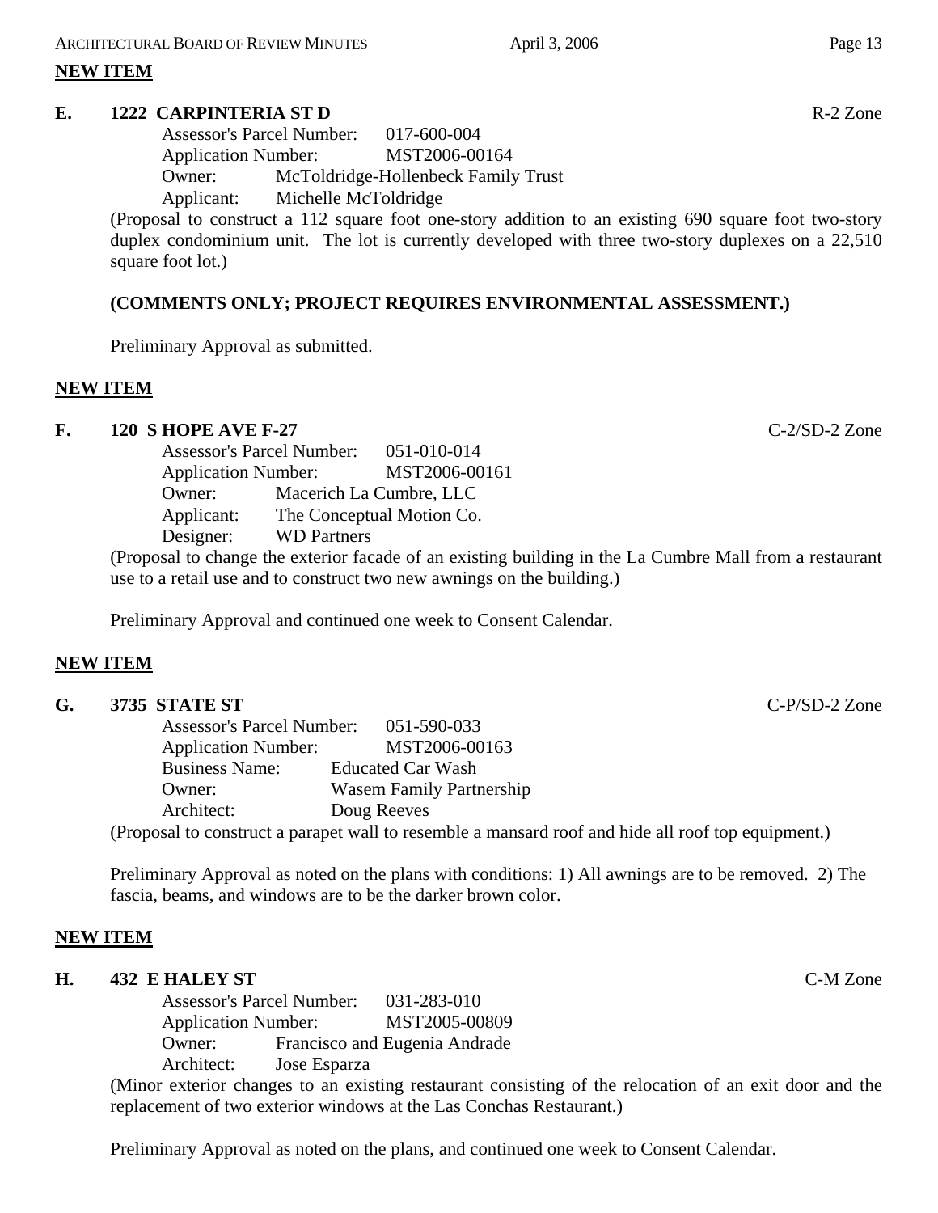## NEW ITEM

**E. 1222 CARPINTERIA ST D** R-2 Zone

Assessor's Parcel Number: 017-600-004
Application Number: MST2006-00164
Owner: McToldridge-Hollenbeck Family Trust
Applicant: Michelle McToldridge

(Proposal to construct a 112 square foot one-story addition to an existing 690 square foot two-story duplex condominium unit. The lot is currently developed with three two-story duplexes on a 22,510 square foot lot.)

**(COMMENTS ONLY; PROJECT REQUIRES ENVIRONMENTAL ASSESSMENT.)**

Preliminary Approval as submitted.

## NEW ITEM

**F. 120 S HOPE AVE F-27** C-2/SD-2 Zone

Assessor's Parcel Number: 051-010-014
Application Number: MST2006-00161
Owner: Macerich La Cumbre, LLC
Applicant: The Conceptual Motion Co.
Designer: WD Partners

(Proposal to change the exterior facade of an existing building in the La Cumbre Mall from a restaurant use to a retail use and to construct two new awnings on the building.)

Preliminary Approval and continued one week to Consent Calendar.

## NEW ITEM

**G. 3735 STATE ST** C-P/SD-2 Zone

Assessor's Parcel Number: 051-590-033
Application Number: MST2006-00163
Business Name: Educated Car Wash
Owner: Wasem Family Partnership
Architect: Doug Reeves

(Proposal to construct a parapet wall to resemble a mansard roof and hide all roof top equipment.)

Preliminary Approval as noted on the plans with conditions: 1) All awnings are to be removed. 2) The fascia, beams, and windows are to be the darker brown color.

## NEW ITEM

**H. 432 E HALEY ST** C-M Zone

Assessor's Parcel Number: 031-283-010
Application Number: MST2005-00809
Owner: Francisco and Eugenia Andrade
Architect: Jose Esparza

(Minor exterior changes to an existing restaurant consisting of the relocation of an exit door and the replacement of two exterior windows at the Las Conchas Restaurant.)

Preliminary Approval as noted on the plans, and continued one week to Consent Calendar.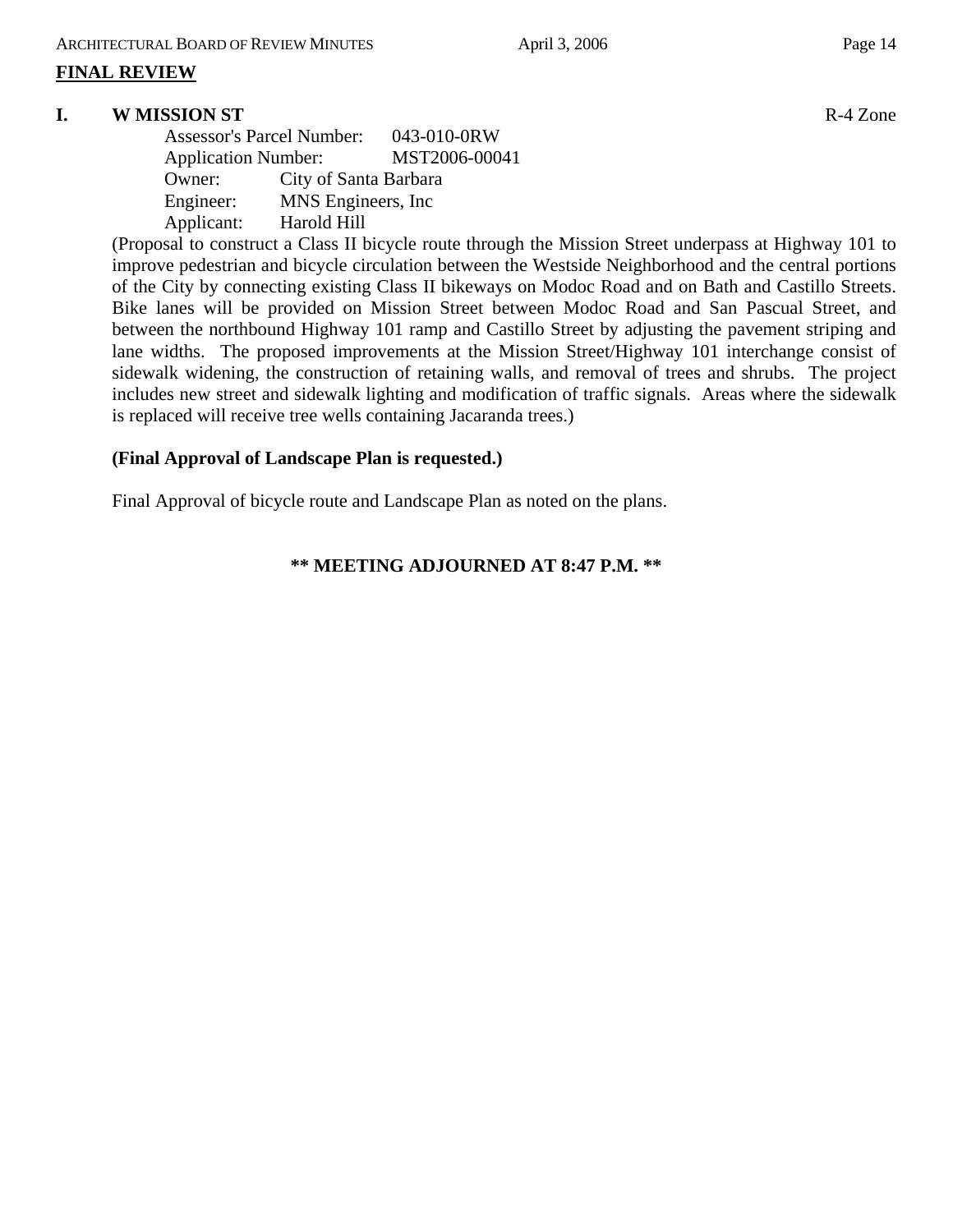## FINAL REVIEW

### I. W MISSION ST

R-4 Zone

Assessor's Parcel Number: 043-010-0RW
Application Number: MST2006-00041
Owner: City of Santa Barbara
Engineer: MNS Engineers, Inc
Applicant: Harold Hill

(Proposal to construct a Class II bicycle route through the Mission Street underpass at Highway 101 to improve pedestrian and bicycle circulation between the Westside Neighborhood and the central portions of the City by connecting existing Class II bikeways on Modoc Road and on Bath and Castillo Streets. Bike lanes will be provided on Mission Street between Modoc Road and San Pascual Street, and between the northbound Highway 101 ramp and Castillo Street by adjusting the pavement striping and lane widths. The proposed improvements at the Mission Street/Highway 101 interchange consist of sidewalk widening, the construction of retaining walls, and removal of trees and shrubs. The project includes new street and sidewalk lighting and modification of traffic signals. Areas where the sidewalk is replaced will receive tree wells containing Jacaranda trees.)

**(Final Approval of Landscape Plan is requested.)**

Final Approval of bicycle route and Landscape Plan as noted on the plans.

**\*\* MEETING ADJOURNED AT 8:47 P.M. \*\***